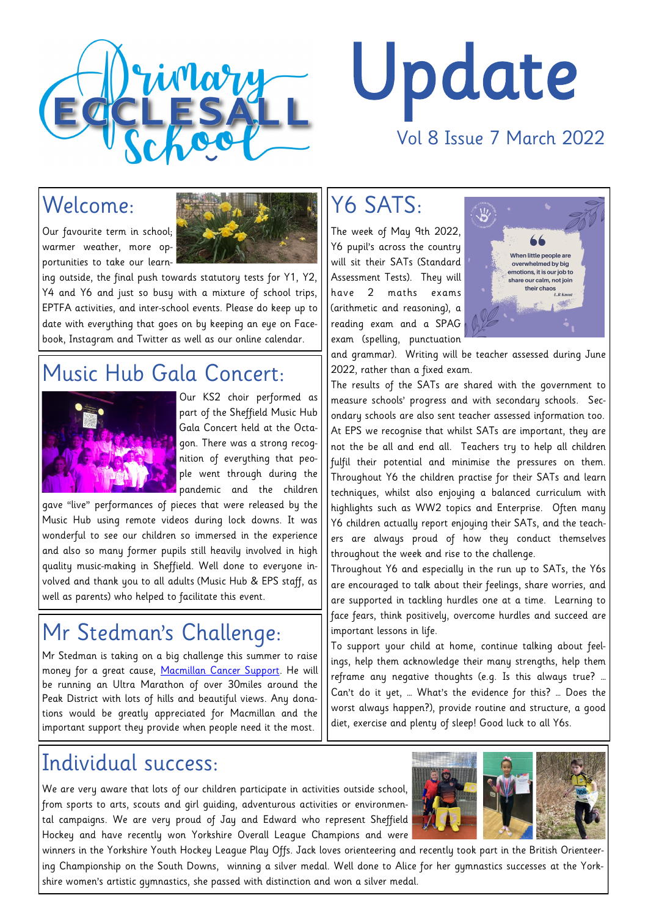# Ecclesall Primary School Update

Vol 8 Issue 7 March 2022

## Welcome:

Our favourite term in school; warmer weather, more opportunities to take our learning outside, the final push towards statutory tests for Y1, Y2, Y4 and Y6 and just so busy with a mixture of school trips, EPTFA activities, and inter-school events. Please do keep up to date with everything that goes on by keeping an eye on Facebook, Instagram and Twitter as well as our online calendar.

## Music Hub Gala Concert:

Our KS2 choir performed as part of the Sheffield Music Hub Gala Concert held at the Octagon. There was a strong recognition of everything that people went through during the pandemic and the children gave "live" performances of pieces that were released by the Music Hub using remote videos during lock downs. It was wonderful to see our children so immersed in the experience and also so many former pupils still heavily involved in high quality music-making in Sheffield. Well done to everyone involved and thank you to all adults (Music Hub & EPS staff, as well as parents) who helped to facilitate this event.

## Mr Stedman's Challenge:

Mr Stedman is taking on a big challenge this summer to raise money for a great cause, Macmillan Cancer Support. He will be running an Ultra Marathon of over 30miles around the Peak District with lots of hills and beautiful views. Any donations would be greatly appreciated for Macmillan and the important support they provide when people need it the most.

## Y6 SATS:

When little people are overwhelmed by big emotions, it is our job to share our calm, not join their chaos — L.R Knost

The week of May 9th 2022, Y6 pupil's across the country will sit their SATs (Standard Assessment Tests). They will have 2 maths exams (arithmetic and reasoning), a reading exam and a SPAG exam (spelling, punctuation and grammar). Writing will be teacher assessed during June 2022, rather than a fixed exam.

The results of the SATs are shared with the government to measure schools' progress and with secondary schools. Secondary schools are also sent teacher assessed information too. At EPS we recognise that whilst SATs are important, they are not the be all and end all. Teachers try to help all children fulfil their potential and minimise the pressures on them. Throughout Y6 the children practise for their SATs and learn techniques, whilst also enjoying a balanced curriculum with highlights such as WW2 topics and Enterprise. Often many Y6 children actually report enjoying their SATs, and the teachers are always proud of how they conduct themselves throughout the week and rise to the challenge.

Throughout Y6 and especially in the run up to SATs, the Y6s are encouraged to talk about their feelings, share worries, and are supported in tackling hurdles one at a time. Learning to face fears, think positively, overcome hurdles and succeed are important lessons in life.

To support your child at home, continue talking about feelings, help them acknowledge their many strengths, help them reframe any negative thoughts (e.g. Is this always true? … Can't do it yet, … What's the evidence for this? … Does the worst always happen?), provide routine and structure, a good diet, exercise and plenty of sleep! Good luck to all Y6s.

## Individual success:

We are very aware that lots of our children participate in activities outside school, from sports to arts, scouts and girl guiding, adventurous activities or environmental campaigns. We are very proud of Jay and Edward who represent Sheffield Hockey and have recently won Yorkshire Overall League Champions and were winners in the Yorkshire Youth Hockey League Play Offs. Jack loves orienteering and recently took part in the British Orienteering Championship on the South Downs, winning a silver medal. Well done to Alice for her gymnastics successes at the Yorkshire women's artistic gymnastics, she passed with distinction and won a silver medal.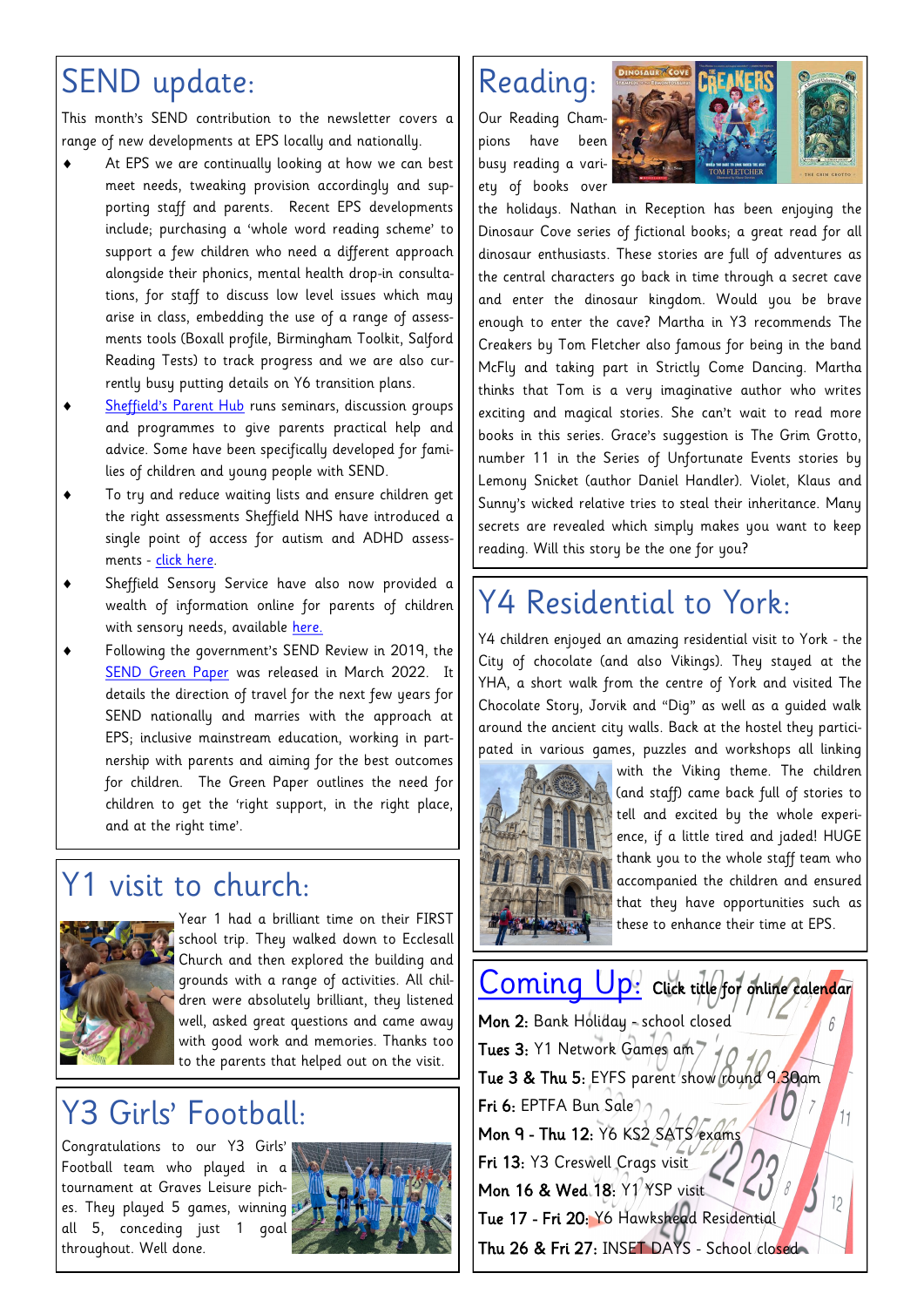## SEND update:

This month's SEND contribution to the newsletter covers a range of new developments at EPS locally and nationally.

- At EPS we are continually looking at how we can best meet needs, tweaking provision accordingly and supporting staff and parents. Recent EPS developments include; purchasing a 'whole word reading scheme' to support a few children who need a different approach alongside their phonics, mental health drop-in consultations, for staff to discuss low level issues which may arise in class, embedding the use of a range of assessments tools (Boxall profile, Birmingham Toolkit, Salford Reading Tests) to track progress and we are also currently busy putting details on Y6 transition plans.
- Sheffield's Parent Hub runs seminars, discussion groups and programmes to give parents practical help and advice. Some have been specifically developed for families of children and young people with SEND.
- To try and reduce waiting lists and ensure children get the right assessments Sheffield NHS have introduced a single point of access for autism and ADHD assessments - click here.
- Sheffield Sensory Service have also now provided a wealth of information online for parents of children with sensory needs, available here.
- Following the government's SEND Review in 2019, the SEND Green Paper was released in March 2022. It details the direction of travel for the next few years for SEND nationally and marries with the approach at EPS; inclusive mainstream education, working in partnership with parents and aiming for the best outcomes for children. The Green Paper outlines the need for children to get the 'right support, in the right place, and at the right time'.

## Y1 visit to church:

Year 1 had a brilliant time on their FIRST school trip. They walked down to Ecclesall Church and then explored the building and grounds with a range of activities. All children were absolutely brilliant, they listened well, asked great questions and came away with good work and memories. Thanks too to the parents that helped out on the visit.

## Y3 Girls' Football:

Congratulations to our Y3 Girls' Football team who played in a tournament at Graves Leisure pitches. They played 5 games, winning all 5, conceding just 1 goal throughout. Well done.

## Reading:

Our Reading Champions have been busy reading a variety of books over the holidays. Nathan in Reception has been enjoying the Dinosaur Cove series of fictional books; a great read for all dinosaur enthusiasts. These stories are full of adventures as the central characters go back in time through a secret cave and enter the dinosaur kingdom. Would you be brave enough to enter the cave? Martha in Y3 recommends The Creakers by Tom Fletcher also famous for being in the band McFly and taking part in Strictly Come Dancing. Martha thinks that Tom is a very imaginative author who writes exciting and magical stories. She can't wait to read more books in this series. Grace's suggestion is The Grim Grotto, number 11 in the Series of Unfortunate Events stories by Lemony Snicket (author Daniel Handler). Violet, Klaus and Sunny's wicked relative tries to steal their inheritance. Many secrets are revealed which simply makes you want to keep reading. Will this story be the one for you?

## Y4 Residential to York:

Y4 children enjoyed an amazing residential visit to York - the City of chocolate (and also Vikings). They stayed at the YHA, a short walk from the centre of York and visited The Chocolate Story, Jorvik and "Dig" as well as a guided walk around the ancient city walls. Back at the hostel they participated in various games, puzzles and workshops all linking with the Viking theme. The children (and staff) came back full of stories to tell and excited by the whole experience, if a little tired and jaded! HUGE thank you to the whole staff team who accompanied the children and ensured that they have opportunities such as these to enhance their time at EPS.

## Coming Up: Click title for online calendar

**Mon 2:** Bank Holiday - school closed
**Tues 3:** Y1 Network Games am
**Tue 3 & Thu 5:** EYFS parent show round 9.30am
**Fri 6:** EPTFA Bun Sale
**Mon 9 - Thu 12:** Y6 KS2 SATS exams
**Fri 13:** Y3 Creswell Crags visit
**Mon 16 & Wed 18:** Y1 YSP visit
**Tue 17 - Fri 20:** Y6 Hawkshead Residential
**Thu 26 & Fri 27:** INSET DAYS - School closed